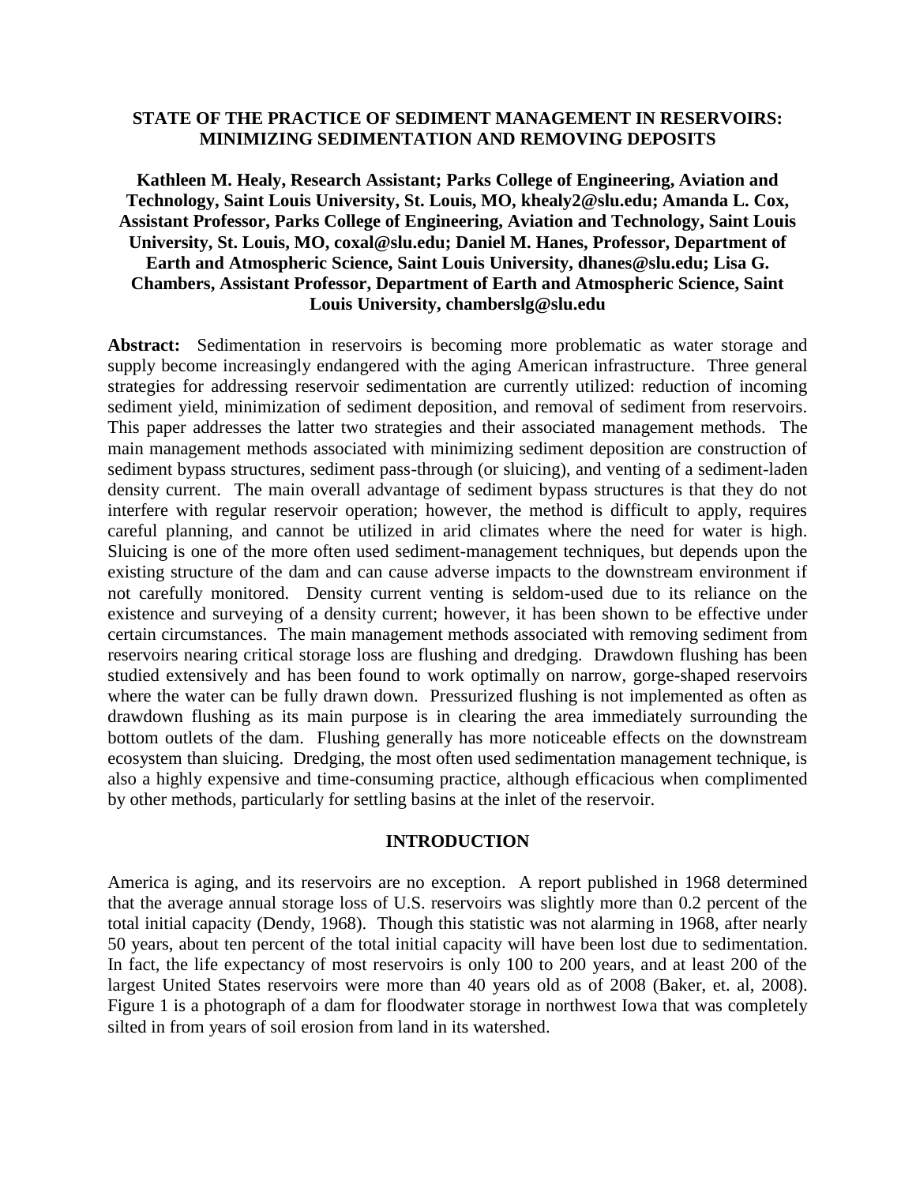# STATE OF THE PRACTICE OF SEDIMENT MANAGEMENT IN RESERVOIRS: MINIMIZING SEDIMENTATION AND REMOVING DEPOSITS

**Kathleen M. Healy, Research Assistant; Parks College of Engineering, Aviation and Technology, Saint Louis University, St. Louis, MO, khealy2@slu.edu; Amanda L. Cox, Assistant Professor, Parks College of Engineering, Aviation and Technology, Saint Louis University, St. Louis, MO, coxal@slu.edu; Daniel M. Hanes, Professor, Department of Earth and Atmospheric Science, Saint Louis University, dhanes@slu.edu; Lisa G. Chambers, Assistant Professor, Department of Earth and Atmospheric Science, Saint Louis University, chamberslg@slu.edu**

**Abstract:** Sedimentation in reservoirs is becoming more problematic as water storage and supply become increasingly endangered with the aging American infrastructure. Three general strategies for addressing reservoir sedimentation are currently utilized: reduction of incoming sediment yield, minimization of sediment deposition, and removal of sediment from reservoirs. This paper addresses the latter two strategies and their associated management methods. The main management methods associated with minimizing sediment deposition are construction of sediment bypass structures, sediment pass-through (or sluicing), and venting of a sediment-laden density current. The main overall advantage of sediment bypass structures is that they do not interfere with regular reservoir operation; however, the method is difficult to apply, requires careful planning, and cannot be utilized in arid climates where the need for water is high. Sluicing is one of the more often used sediment-management techniques, but depends upon the existing structure of the dam and can cause adverse impacts to the downstream environment if not carefully monitored. Density current venting is seldom-used due to its reliance on the existence and surveying of a density current; however, it has been shown to be effective under certain circumstances. The main management methods associated with removing sediment from reservoirs nearing critical storage loss are flushing and dredging. Drawdown flushing has been studied extensively and has been found to work optimally on narrow, gorge-shaped reservoirs where the water can be fully drawn down. Pressurized flushing is not implemented as often as drawdown flushing as its main purpose is in clearing the area immediately surrounding the bottom outlets of the dam. Flushing generally has more noticeable effects on the downstream ecosystem than sluicing. Dredging, the most often used sedimentation management technique, is also a highly expensive and time-consuming practice, although efficacious when complimented by other methods, particularly for settling basins at the inlet of the reservoir.

## INTRODUCTION

America is aging, and its reservoirs are no exception. A report published in 1968 determined that the average annual storage loss of U.S. reservoirs was slightly more than 0.2 percent of the total initial capacity (Dendy, 1968). Though this statistic was not alarming in 1968, after nearly 50 years, about ten percent of the total initial capacity will have been lost due to sedimentation. In fact, the life expectancy of most reservoirs is only 100 to 200 years, and at least 200 of the largest United States reservoirs were more than 40 years old as of 2008 (Baker, et. al, 2008). Figure 1 is a photograph of a dam for floodwater storage in northwest Iowa that was completely silted in from years of soil erosion from land in its watershed.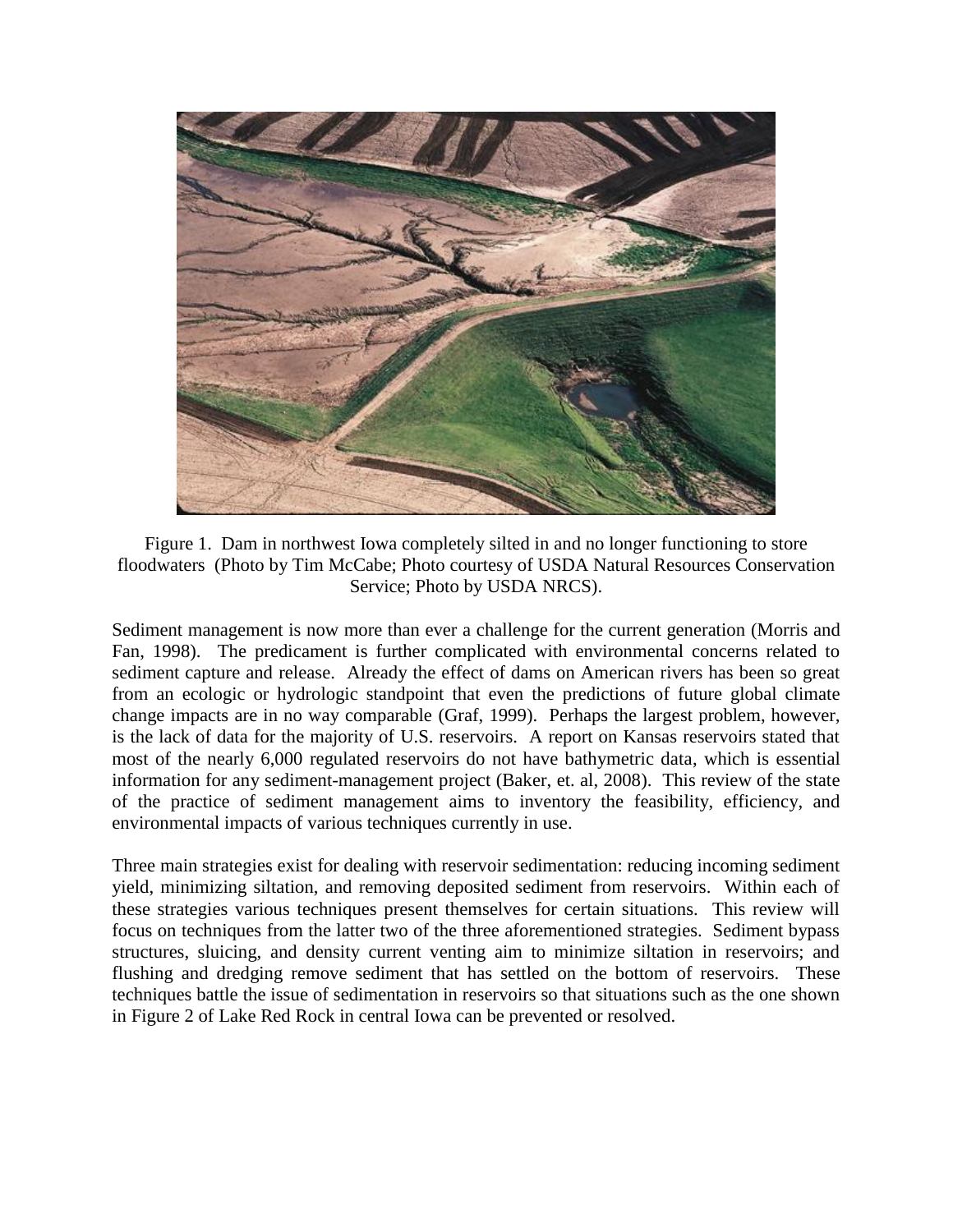Figure 1. Dam in northwest Iowa completely silted in and no longer functioning to store floodwaters (Photo by Tim McCabe; Photo courtesy of USDA Natural Resources Conservation Service; Photo by USDA NRCS).

Sediment management is now more than ever a challenge for the current generation (Morris and Fan, 1998). The predicament is further complicated with environmental concerns related to sediment capture and release. Already the effect of dams on American rivers has been so great from an ecologic or hydrologic standpoint that even the predictions of future global climate change impacts are in no way comparable (Graf, 1999). Perhaps the largest problem, however, is the lack of data for the majority of U.S. reservoirs. A report on Kansas reservoirs stated that most of the nearly 6,000 regulated reservoirs do not have bathymetric data, which is essential information for any sediment-management project (Baker, et. al, 2008). This review of the state of the practice of sediment management aims to inventory the feasibility, efficiency, and environmental impacts of various techniques currently in use.

Three main strategies exist for dealing with reservoir sedimentation: reducing incoming sediment yield, minimizing siltation, and removing deposited sediment from reservoirs. Within each of these strategies various techniques present themselves for certain situations. This review will focus on techniques from the latter two of the three aforementioned strategies. Sediment bypass structures, sluicing, and density current venting aim to minimize siltation in reservoirs; and flushing and dredging remove sediment that has settled on the bottom of reservoirs. These techniques battle the issue of sedimentation in reservoirs so that situations such as the one shown in Figure 2 of Lake Red Rock in central Iowa can be prevented or resolved.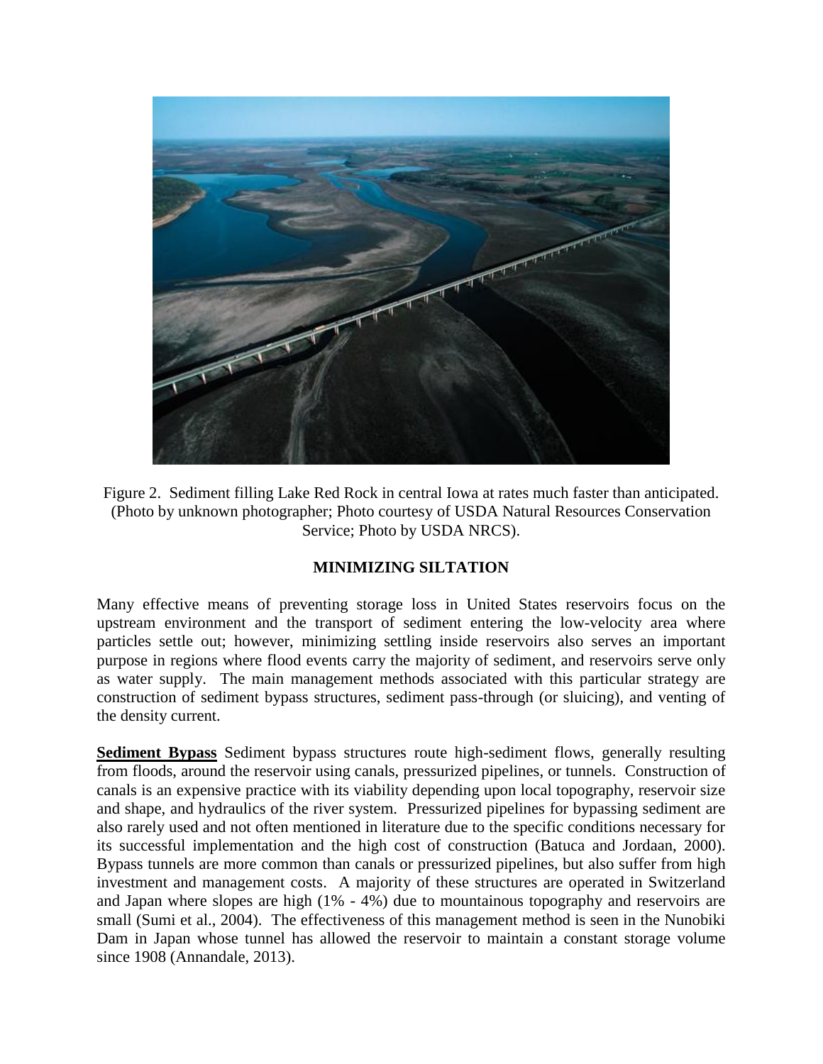Figure 2. Sediment filling Lake Red Rock in central Iowa at rates much faster than anticipated. (Photo by unknown photographer; Photo courtesy of USDA Natural Resources Conservation Service; Photo by USDA NRCS).

## MINIMIZING SILTATION

Many effective means of preventing storage loss in United States reservoirs focus on the upstream environment and the transport of sediment entering the low-velocity area where particles settle out; however, minimizing settling inside reservoirs also serves an important purpose in regions where flood events carry the majority of sediment, and reservoirs serve only as water supply. The main management methods associated with this particular strategy are construction of sediment bypass structures, sediment pass-through (or sluicing), and venting of the density current.

**Sediment Bypass** Sediment bypass structures route high-sediment flows, generally resulting from floods, around the reservoir using canals, pressurized pipelines, or tunnels. Construction of canals is an expensive practice with its viability depending upon local topography, reservoir size and shape, and hydraulics of the river system. Pressurized pipelines for bypassing sediment are also rarely used and not often mentioned in literature due to the specific conditions necessary for its successful implementation and the high cost of construction (Batuca and Jordaan, 2000). Bypass tunnels are more common than canals or pressurized pipelines, but also suffer from high investment and management costs. A majority of these structures are operated in Switzerland and Japan where slopes are high (1% - 4%) due to mountainous topography and reservoirs are small (Sumi et al., 2004). The effectiveness of this management method is seen in the Nunobiki Dam in Japan whose tunnel has allowed the reservoir to maintain a constant storage volume since 1908 (Annandale, 2013).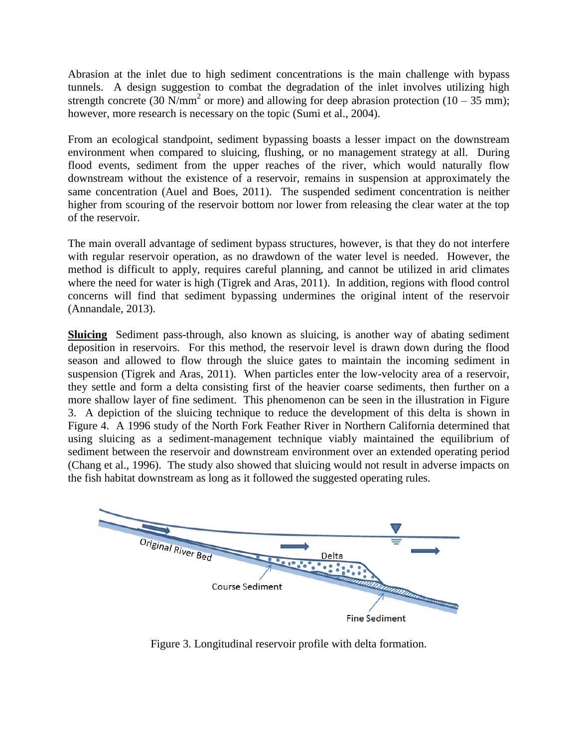Abrasion at the inlet due to high sediment concentrations is the main challenge with bypass tunnels. A design suggestion to combat the degradation of the inlet involves utilizing high strength concrete (30 $N/mm^2$ or more) and allowing for deep abrasion protection (10 – 35 mm); however, more research is necessary on the topic (Sumi et al., 2004).

From an ecological standpoint, sediment bypassing boasts a lesser impact on the downstream environment when compared to sluicing, flushing, or no management strategy at all. During flood events, sediment from the upper reaches of the river, which would naturally flow downstream without the existence of a reservoir, remains in suspension at approximately the same concentration (Auel and Boes, 2011). The suspended sediment concentration is neither higher from scouring of the reservoir bottom nor lower from releasing the clear water at the top of the reservoir.

The main overall advantage of sediment bypass structures, however, is that they do not interfere with regular reservoir operation, as no drawdown of the water level is needed. However, the method is difficult to apply, requires careful planning, and cannot be utilized in arid climates where the need for water is high (Tigrek and Aras, 2011). In addition, regions with flood control concerns will find that sediment bypassing undermines the original intent of the reservoir (Annandale, 2013).

**Sluicing** Sediment pass-through, also known as sluicing, is another way of abating sediment deposition in reservoirs. For this method, the reservoir level is drawn down during the flood season and allowed to flow through the sluice gates to maintain the incoming sediment in suspension (Tigrek and Aras, 2011). When particles enter the low-velocity area of a reservoir, they settle and form a delta consisting first of the heavier coarse sediments, then further on a more shallow layer of fine sediment. This phenomenon can be seen in the illustration in Figure 3. A depiction of the sluicing technique to reduce the development of this delta is shown in Figure 4. A 1996 study of the North Fork Feather River in Northern California determined that using sluicing as a sediment-management technique viably maintained the equilibrium of sediment between the reservoir and downstream environment over an extended operating period (Chang et al., 1996). The study also showed that sluicing would not result in adverse impacts on the fish habitat downstream as long as it followed the suggested operating rules.

Figure 3. Longitudinal reservoir profile with delta formation.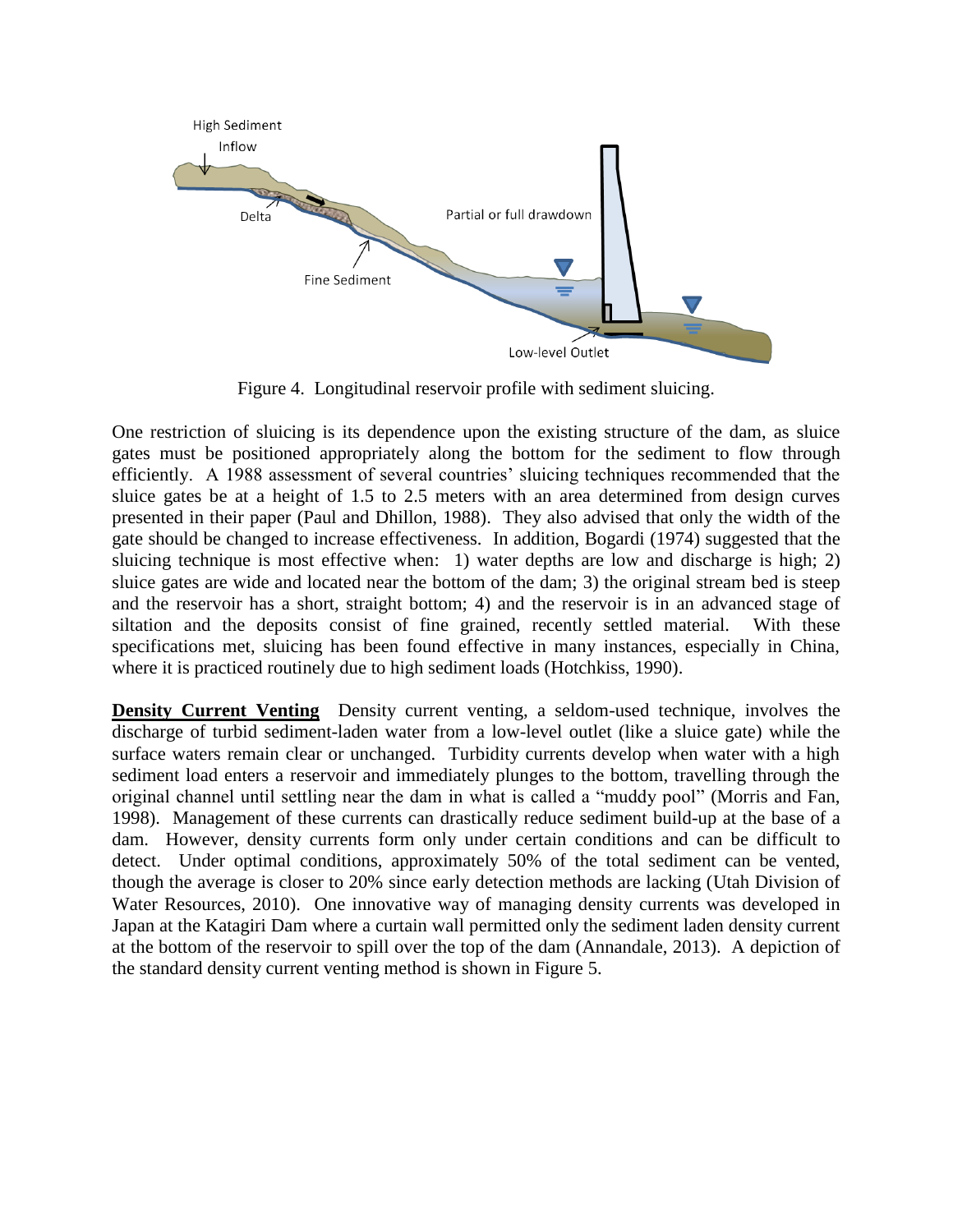Figure 4. Longitudinal reservoir profile with sediment sluicing.

One restriction of sluicing is its dependence upon the existing structure of the dam, as sluice gates must be positioned appropriately along the bottom for the sediment to flow through efficiently. A 1988 assessment of several countries' sluicing techniques recommended that the sluice gates be at a height of 1.5 to 2.5 meters with an area determined from design curves presented in their paper (Paul and Dhillon, 1988). They also advised that only the width of the gate should be changed to increase effectiveness. In addition, Bogardi (1974) suggested that the sluicing technique is most effective when: 1) water depths are low and discharge is high; 2) sluice gates are wide and located near the bottom of the dam; 3) the original stream bed is steep and the reservoir has a short, straight bottom; 4) and the reservoir is in an advanced stage of siltation and the deposits consist of fine grained, recently settled material. With these specifications met, sluicing has been found effective in many instances, especially in China, where it is practiced routinely due to high sediment loads (Hotchkiss, 1990).

**Density Current Venting** Density current venting, a seldom-used technique, involves the discharge of turbid sediment-laden water from a low-level outlet (like a sluice gate) while the surface waters remain clear or unchanged. Turbidity currents develop when water with a high sediment load enters a reservoir and immediately plunges to the bottom, travelling through the original channel until settling near the dam in what is called a "muddy pool" (Morris and Fan, 1998). Management of these currents can drastically reduce sediment build-up at the base of a dam. However, density currents form only under certain conditions and can be difficult to detect. Under optimal conditions, approximately 50% of the total sediment can be vented, though the average is closer to 20% since early detection methods are lacking (Utah Division of Water Resources, 2010). One innovative way of managing density currents was developed in Japan at the Katagiri Dam where a curtain wall permitted only the sediment laden density current at the bottom of the reservoir to spill over the top of the dam (Annandale, 2013). A depiction of the standard density current venting method is shown in Figure 5.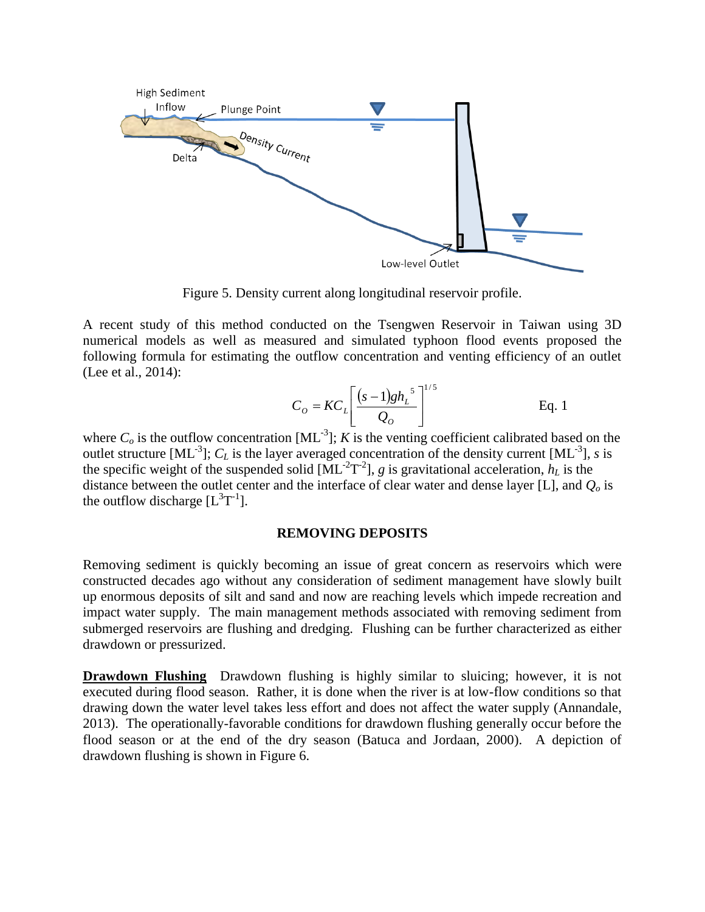Figure 5. Density current along longitudinal reservoir profile.

A recent study of this method conducted on the Tsengwen Reservoir in Taiwan using 3D numerical models as well as measured and simulated typhoon flood events proposed the following formula for estimating the outflow concentration and venting efficiency of an outlet (Lee et al., 2014):

$$C_O = KC_L\left[\frac{(s-1)gh_L^{\ 5}}{Q_O}\right]^{1/5} \qquad \text{Eq. 1}$$

where $C_o$ is the outflow concentration [$ML^{-3}$]; $K$ is the venting coefficient calibrated based on the outlet structure [$ML^{-3}$]; $C_L$ is the layer averaged concentration of the density current [$ML^{-3}$], $s$ is the specific weight of the suspended solid [$ML^{-2}T^{-2}$], $g$ is gravitational acceleration, $h_L$ is the distance between the outlet center and the interface of clear water and dense layer [L], and $Q_o$ is the outflow discharge [$L^3T^{-1}$].

## REMOVING DEPOSITS

Removing sediment is quickly becoming an issue of great concern as reservoirs which were constructed decades ago without any consideration of sediment management have slowly built up enormous deposits of silt and sand and now are reaching levels which impede recreation and impact water supply. The main management methods associated with removing sediment from submerged reservoirs are flushing and dredging. Flushing can be further characterized as either drawdown or pressurized.

**Drawdown Flushing** Drawdown flushing is highly similar to sluicing; however, it is not executed during flood season. Rather, it is done when the river is at low-flow conditions so that drawing down the water level takes less effort and does not affect the water supply (Annandale, 2013). The operationally-favorable conditions for drawdown flushing generally occur before the flood season or at the end of the dry season (Batuca and Jordaan, 2000). A depiction of drawdown flushing is shown in Figure 6.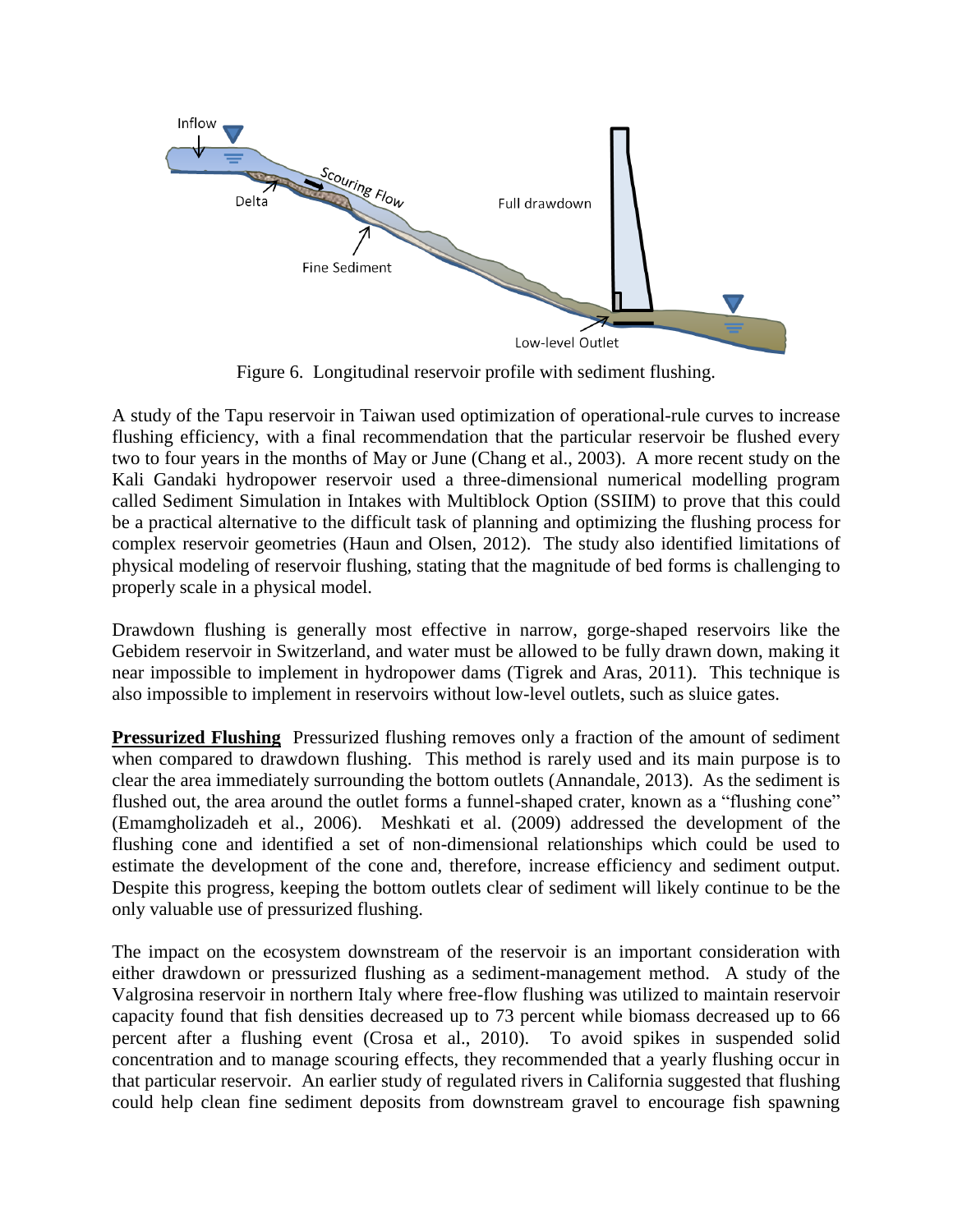Figure 6.  Longitudinal reservoir profile with sediment flushing.

A study of the Tapu reservoir in Taiwan used optimization of operational-rule curves to increase flushing efficiency, with a final recommendation that the particular reservoir be flushed every two to four years in the months of May or June (Chang et al., 2003). A more recent study on the Kali Gandaki hydropower reservoir used a three-dimensional numerical modelling program called Sediment Simulation in Intakes with Multiblock Option (SSIIM) to prove that this could be a practical alternative to the difficult task of planning and optimizing the flushing process for complex reservoir geometries (Haun and Olsen, 2012). The study also identified limitations of physical modeling of reservoir flushing, stating that the magnitude of bed forms is challenging to properly scale in a physical model.

Drawdown flushing is generally most effective in narrow, gorge-shaped reservoirs like the Gebidem reservoir in Switzerland, and water must be allowed to be fully drawn down, making it near impossible to implement in hydropower dams (Tigrek and Aras, 2011). This technique is also impossible to implement in reservoirs without low-level outlets, such as sluice gates.

**Pressurized Flushing** Pressurized flushing removes only a fraction of the amount of sediment when compared to drawdown flushing. This method is rarely used and its main purpose is to clear the area immediately surrounding the bottom outlets (Annandale, 2013). As the sediment is flushed out, the area around the outlet forms a funnel-shaped crater, known as a "flushing cone" (Emamgholizadeh et al., 2006). Meshkati et al. (2009) addressed the development of the flushing cone and identified a set of non-dimensional relationships which could be used to estimate the development of the cone and, therefore, increase efficiency and sediment output. Despite this progress, keeping the bottom outlets clear of sediment will likely continue to be the only valuable use of pressurized flushing.

The impact on the ecosystem downstream of the reservoir is an important consideration with either drawdown or pressurized flushing as a sediment-management method. A study of the Valgrosina reservoir in northern Italy where free-flow flushing was utilized to maintain reservoir capacity found that fish densities decreased up to 73 percent while biomass decreased up to 66 percent after a flushing event (Crosa et al., 2010). To avoid spikes in suspended solid concentration and to manage scouring effects, they recommended that a yearly flushing occur in that particular reservoir. An earlier study of regulated rivers in California suggested that flushing could help clean fine sediment deposits from downstream gravel to encourage fish spawning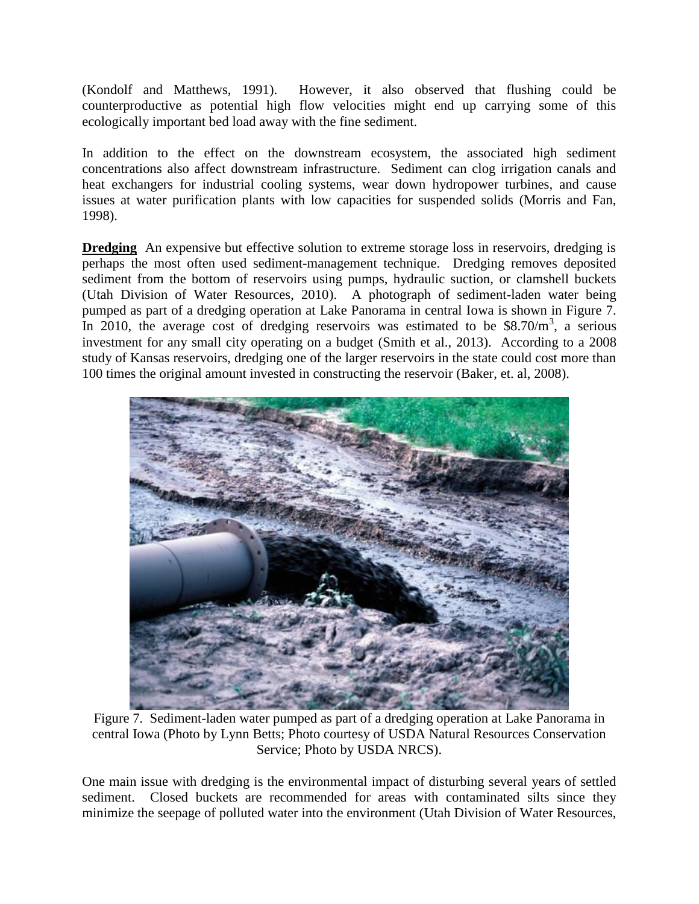(Kondolf and Matthews, 1991). However, it also observed that flushing could be counterproductive as potential high flow velocities might end up carrying some of this ecologically important bed load away with the fine sediment.

In addition to the effect on the downstream ecosystem, the associated high sediment concentrations also affect downstream infrastructure. Sediment can clog irrigation canals and heat exchangers for industrial cooling systems, wear down hydropower turbines, and cause issues at water purification plants with low capacities for suspended solids (Morris and Fan, 1998).

**Dredging** An expensive but effective solution to extreme storage loss in reservoirs, dredging is perhaps the most often used sediment-management technique. Dredging removes deposited sediment from the bottom of reservoirs using pumps, hydraulic suction, or clamshell buckets (Utah Division of Water Resources, 2010). A photograph of sediment-laden water being pumped as part of a dredging operation at Lake Panorama in central Iowa is shown in Figure 7. In 2010, the average cost of dredging reservoirs was estimated to be \$8.70/$m^3$, a serious investment for any small city operating on a budget (Smith et al., 2013). According to a 2008 study of Kansas reservoirs, dredging one of the larger reservoirs in the state could cost more than 100 times the original amount invested in constructing the reservoir (Baker, et. al, 2008).

Figure 7. Sediment-laden water pumped as part of a dredging operation at Lake Panorama in central Iowa (Photo by Lynn Betts; Photo courtesy of USDA Natural Resources Conservation Service; Photo by USDA NRCS).

One main issue with dredging is the environmental impact of disturbing several years of settled sediment. Closed buckets are recommended for areas with contaminated silts since they minimize the seepage of polluted water into the environment (Utah Division of Water Resources,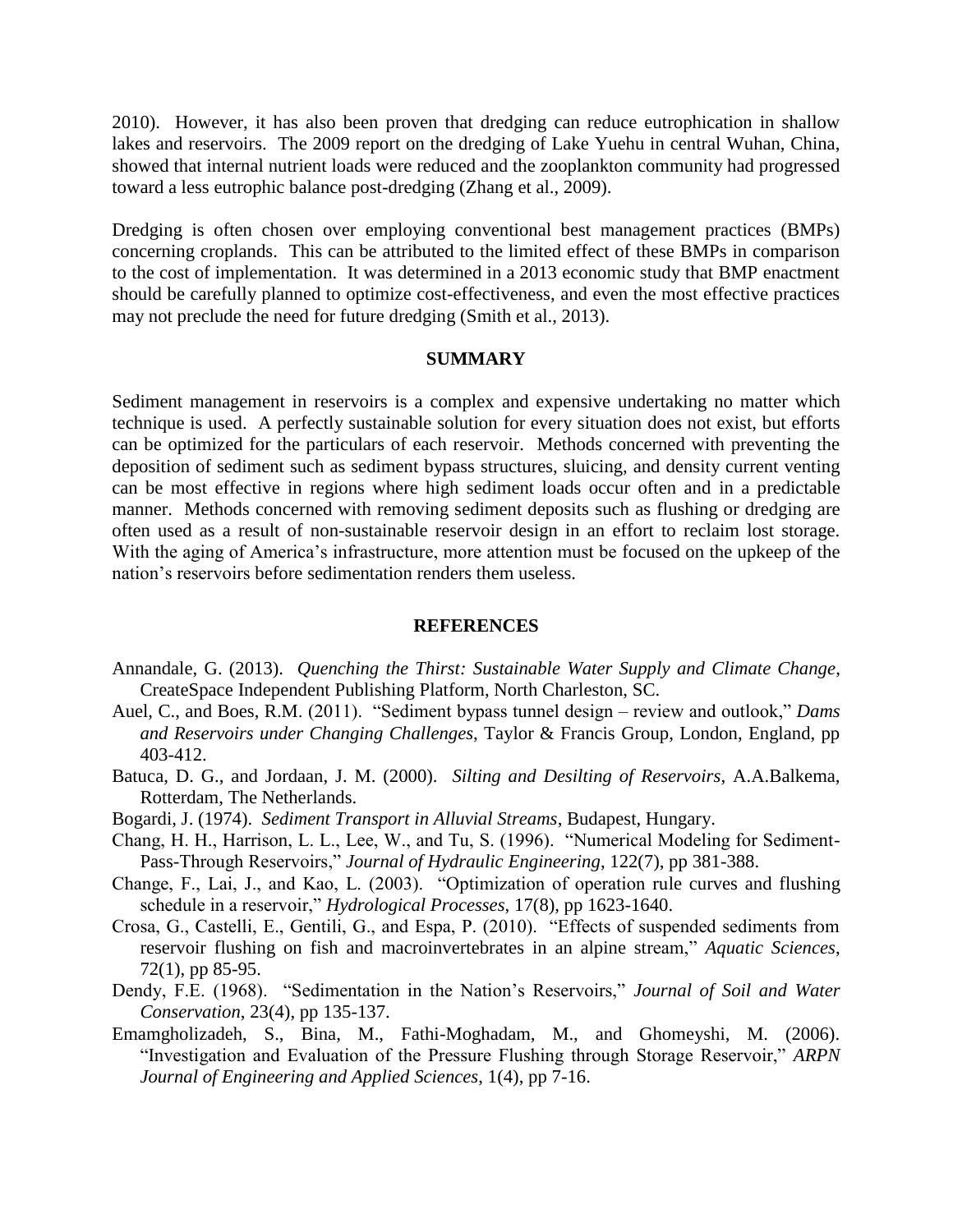2010). However, it has also been proven that dredging can reduce eutrophication in shallow lakes and reservoirs. The 2009 report on the dredging of Lake Yuehu in central Wuhan, China, showed that internal nutrient loads were reduced and the zooplankton community had progressed toward a less eutrophic balance post-dredging (Zhang et al., 2009).

Dredging is often chosen over employing conventional best management practices (BMPs) concerning croplands. This can be attributed to the limited effect of these BMPs in comparison to the cost of implementation. It was determined in a 2013 economic study that BMP enactment should be carefully planned to optimize cost-effectiveness, and even the most effective practices may not preclude the need for future dredging (Smith et al., 2013).

## SUMMARY

Sediment management in reservoirs is a complex and expensive undertaking no matter which technique is used. A perfectly sustainable solution for every situation does not exist, but efforts can be optimized for the particulars of each reservoir. Methods concerned with preventing the deposition of sediment such as sediment bypass structures, sluicing, and density current venting can be most effective in regions where high sediment loads occur often and in a predictable manner. Methods concerned with removing sediment deposits such as flushing or dredging are often used as a result of non-sustainable reservoir design in an effort to reclaim lost storage. With the aging of America's infrastructure, more attention must be focused on the upkeep of the nation's reservoirs before sedimentation renders them useless.

## REFERENCES

Annandale, G. (2013). *Quenching the Thirst: Sustainable Water Supply and Climate Change*, CreateSpace Independent Publishing Platform, North Charleston, SC.

Auel, C., and Boes, R.M. (2011). "Sediment bypass tunnel design – review and outlook," *Dams and Reservoirs under Changing Challenges*, Taylor & Francis Group, London, England, pp 403-412.

Batuca, D. G., and Jordaan, J. M. (2000). *Silting and Desilting of Reservoirs*, A.A.Balkema, Rotterdam, The Netherlands.

Bogardi, J. (1974). *Sediment Transport in Alluvial Streams*, Budapest, Hungary.

Chang, H. H., Harrison, L. L., Lee, W., and Tu, S. (1996). "Numerical Modeling for Sediment-Pass-Through Reservoirs," *Journal of Hydraulic Engineering*, 122(7), pp 381-388.

Change, F., Lai, J., and Kao, L. (2003). "Optimization of operation rule curves and flushing schedule in a reservoir," *Hydrological Processes*, 17(8), pp 1623-1640.

Crosa, G., Castelli, E., Gentili, G., and Espa, P. (2010). "Effects of suspended sediments from reservoir flushing on fish and macroinvertebrates in an alpine stream," *Aquatic Sciences*, 72(1), pp 85-95.

Dendy, F.E. (1968). "Sedimentation in the Nation's Reservoirs," *Journal of Soil and Water Conservation*, 23(4), pp 135-137.

Emamgholizadeh, S., Bina, M., Fathi-Moghadam, M., and Ghomeyshi, M. (2006). "Investigation and Evaluation of the Pressure Flushing through Storage Reservoir," *ARPN Journal of Engineering and Applied Sciences*, 1(4), pp 7-16.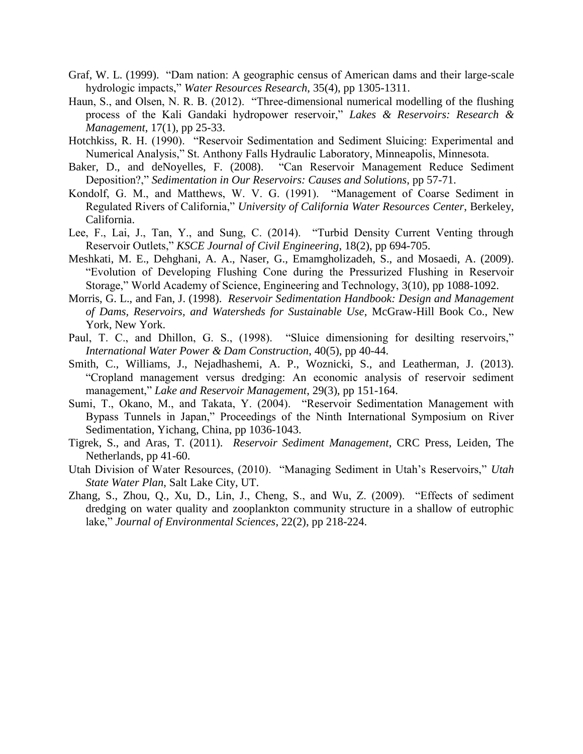Graf, W. L. (1999). "Dam nation: A geographic census of American dams and their large-scale hydrologic impacts," *Water Resources Research*, 35(4), pp 1305-1311.

Haun, S., and Olsen, N. R. B. (2012). "Three-dimensional numerical modelling of the flushing process of the Kali Gandaki hydropower reservoir," *Lakes & Reservoirs: Research & Management*, 17(1), pp 25-33.

Hotchkiss, R. H. (1990). "Reservoir Sedimentation and Sediment Sluicing: Experimental and Numerical Analysis," St. Anthony Falls Hydraulic Laboratory, Minneapolis, Minnesota.

Baker, D., and deNoyelles, F. (2008). "Can Reservoir Management Reduce Sediment Deposition?," *Sedimentation in Our Reservoirs: Causes and Solutions*, pp 57-71.

Kondolf, G. M., and Matthews, W. V. G. (1991). "Management of Coarse Sediment in Regulated Rivers of California," *University of California Water Resources Center*, Berkeley, California.

Lee, F., Lai, J., Tan, Y., and Sung, C. (2014). "Turbid Density Current Venting through Reservoir Outlets," *KSCE Journal of Civil Engineering*, 18(2), pp 694-705.

Meshkati, M. E., Dehghani, A. A., Naser, G., Emamgholizadeh, S., and Mosaedi, A. (2009). "Evolution of Developing Flushing Cone during the Pressurized Flushing in Reservoir Storage," World Academy of Science, Engineering and Technology, 3(10), pp 1088-1092.

Morris, G. L., and Fan, J. (1998). *Reservoir Sedimentation Handbook: Design and Management of Dams, Reservoirs, and Watersheds for Sustainable Use*, McGraw-Hill Book Co., New York, New York.

Paul, T. C., and Dhillon, G. S., (1998). "Sluice dimensioning for desilting reservoirs," *International Water Power & Dam Construction*, 40(5), pp 40-44.

Smith, C., Williams, J., Nejadhashemi, A. P., Woznicki, S., and Leatherman, J. (2013). "Cropland management versus dredging: An economic analysis of reservoir sediment management," *Lake and Reservoir Management*, 29(3), pp 151-164.

Sumi, T., Okano, M., and Takata, Y. (2004). "Reservoir Sedimentation Management with Bypass Tunnels in Japan," Proceedings of the Ninth International Symposium on River Sedimentation, Yichang, China, pp 1036-1043.

Tigrek, S., and Aras, T. (2011). *Reservoir Sediment Management*, CRC Press, Leiden, The Netherlands, pp 41-60.

Utah Division of Water Resources, (2010). "Managing Sediment in Utah's Reservoirs," *Utah State Water Plan*, Salt Lake City, UT.

Zhang, S., Zhou, Q., Xu, D., Lin, J., Cheng, S., and Wu, Z. (2009). "Effects of sediment dredging on water quality and zooplankton community structure in a shallow of eutrophic lake," *Journal of Environmental Sciences*, 22(2), pp 218-224.